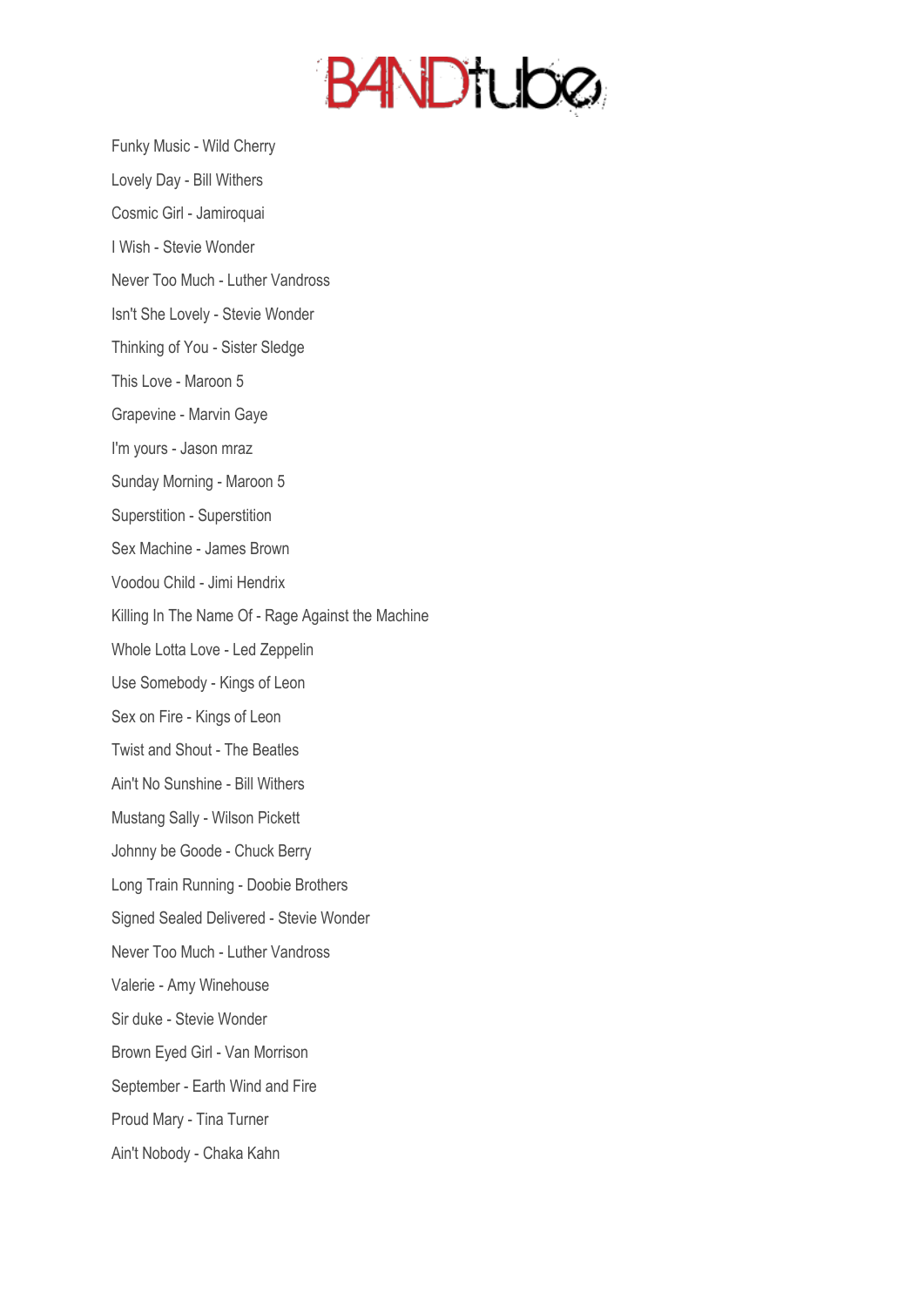# BANDtube

Funky Music - Wild Cherry

Lovely Day - Bill Withers

Cosmic Girl - Jamiroquai

I Wish - Stevie Wonder

Never Too Much - Luther Vandross

Isn't She Lovely - Stevie Wonder

Thinking of You - Sister Sledge

This Love - Maroon 5

Grapevine - Marvin Gaye

I'm yours - Jason mraz

Sunday Morning - Maroon 5

Superstition - Superstition

Sex Machine - James Brown

Voodou Child - Jimi Hendrix

Killing In The Name Of - Rage Against the Machine

Whole Lotta Love - Led Zeppelin

Use Somebody - Kings of Leon

Sex on Fire - Kings of Leon

Twist and Shout - The Beatles

Ain't No Sunshine - Bill Withers

Mustang Sally - Wilson Pickett

Johnny be Goode - Chuck Berry

Long Train Running - Doobie Brothers

Signed Sealed Delivered - Stevie Wonder

Never Too Much - Luther Vandross

Valerie - Amy Winehouse

Sir duke - Stevie Wonder

Brown Eyed Girl - Van Morrison

September - Earth Wind and Fire

Proud Mary - Tina Turner

Ain't Nobody - Chaka Kahn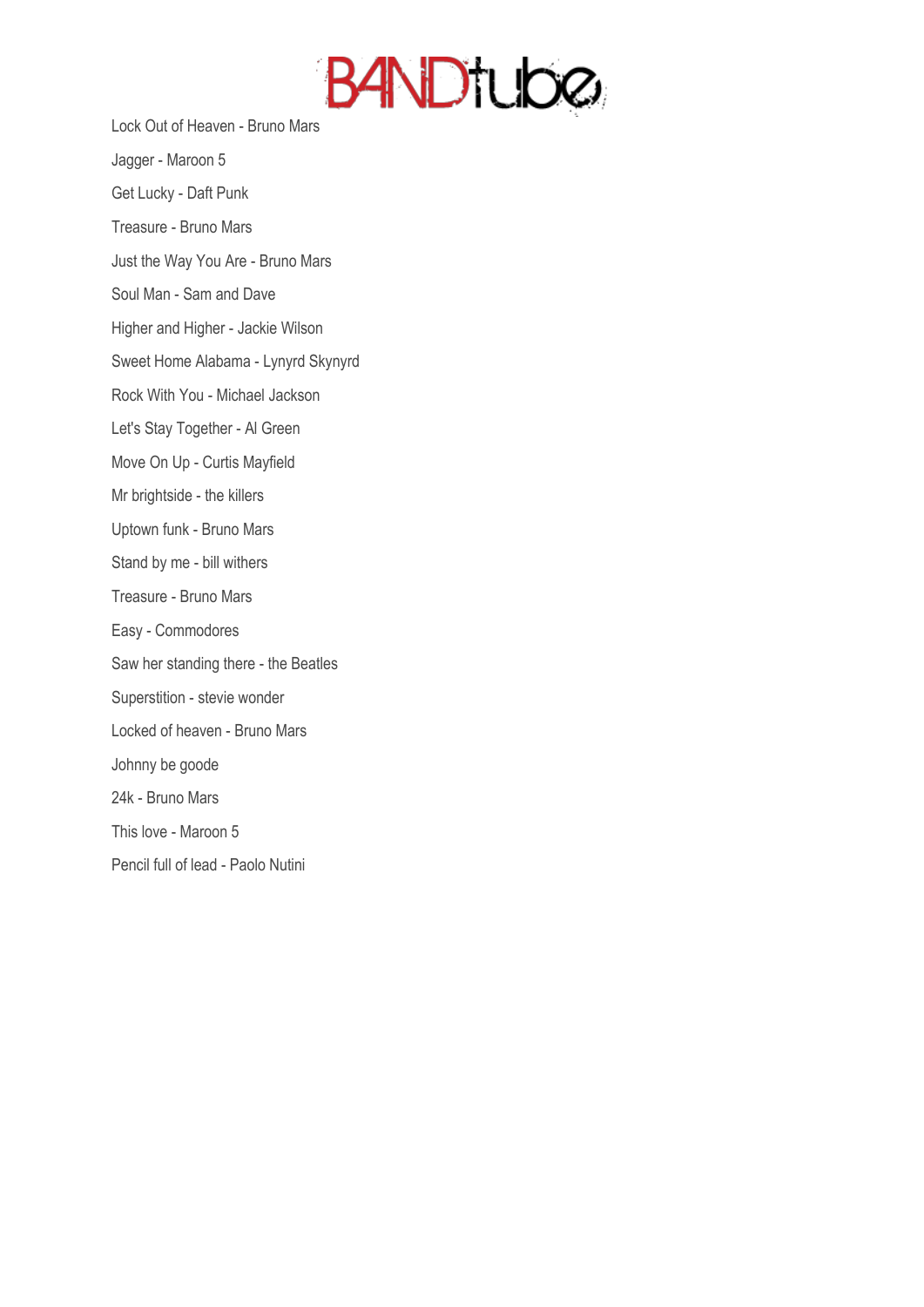Lock Out of Heaven - Bruno Mars

Jagger - Maroon 5

Get Lucky - Daft Punk

Treasure - Bruno Mars

Just the Way You Are - Bruno Mars

Soul Man - Sam and Dave

Higher and Higher - Jackie Wilson

Sweet Home Alabama - Lynyrd Skynyrd

Rock With You - Michael Jackson

Let's Stay Together - Al Green

Move On Up - Curtis Mayfield

Mr brightside - the killers

Uptown funk - Bruno Mars

Stand by me - bill withers

Treasure - Bruno Mars

Easy - Commodores

Saw her standing there - the Beatles

Superstition - stevie wonder

Locked of heaven - Bruno Mars

Johnny be goode

24k - Bruno Mars

This love - Maroon 5

Pencil full of lead - Paolo Nutini